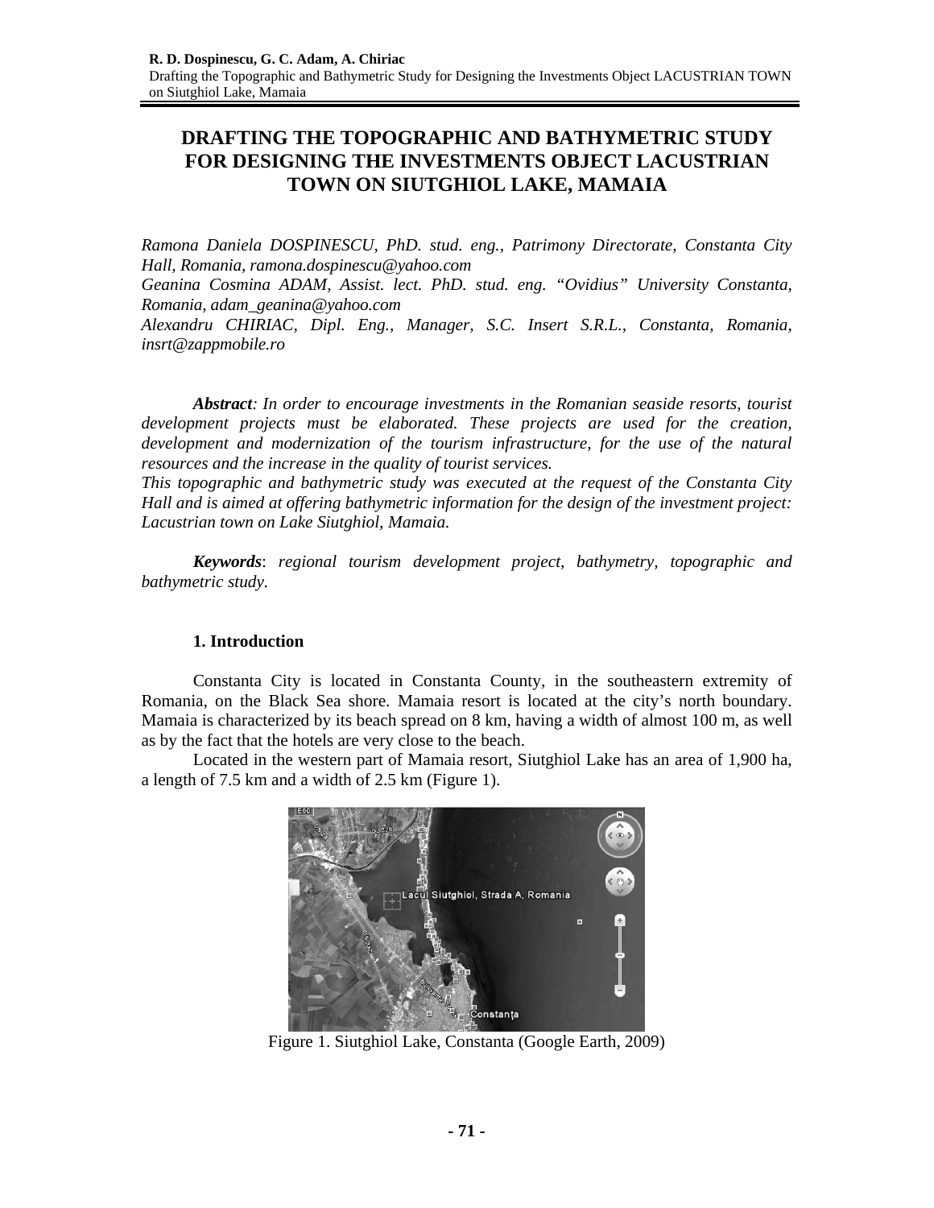# DRAFTING THE TOPOGRAPHIC AND BATHYMETRIC STUDY FOR DESIGNING THE INVESTMENTS OBJECT LACUSTRIAN TOWN ON SIUTGHIOL LAKE, MAMAIA

*Ramona Daniela DOSPINESCU, PhD. stud. eng., Patrimony Directorate, Constanta City Hall, Romania, ramona.dospinescu@yahoo.com*
*Geanina Cosmina ADAM, Assist. lect. PhD. stud. eng. "Ovidius" University Constanta, Romania, adam_geanina@yahoo.com*
*Alexandru CHIRIAC, Dipl. Eng., Manager, S.C. Insert S.R.L., Constanta, Romania, insrt@zappmobile.ro*

***Abstract**: In order to encourage investments in the Romanian seaside resorts, tourist development projects must be elaborated. These projects are used for the creation, development and modernization of the tourism infrastructure, for the use of the natural resources and the increase in the quality of tourist services.*
*This topographic and bathymetric study was executed at the request of the Constanta City Hall and is aimed at offering bathymetric information for the design of the investment project: Lacustrian town on Lake Siutghiol, Mamaia.*

***Keywords**: regional tourism development project, bathymetry, topographic and bathymetric study.*

## 1. Introduction

Constanta City is located in Constanta County, in the southeastern extremity of Romania, on the Black Sea shore. Mamaia resort is located at the city's north boundary. Mamaia is characterized by its beach spread on 8 km, having a width of almost 100 m, as well as by the fact that the hotels are very close to the beach.

Located in the western part of Mamaia resort, Siutghiol Lake has an area of 1,900 ha, a length of 7.5 km and a width of 2.5 km (Figure 1).

Figure 1. Siutghiol Lake, Constanta (Google Earth, 2009)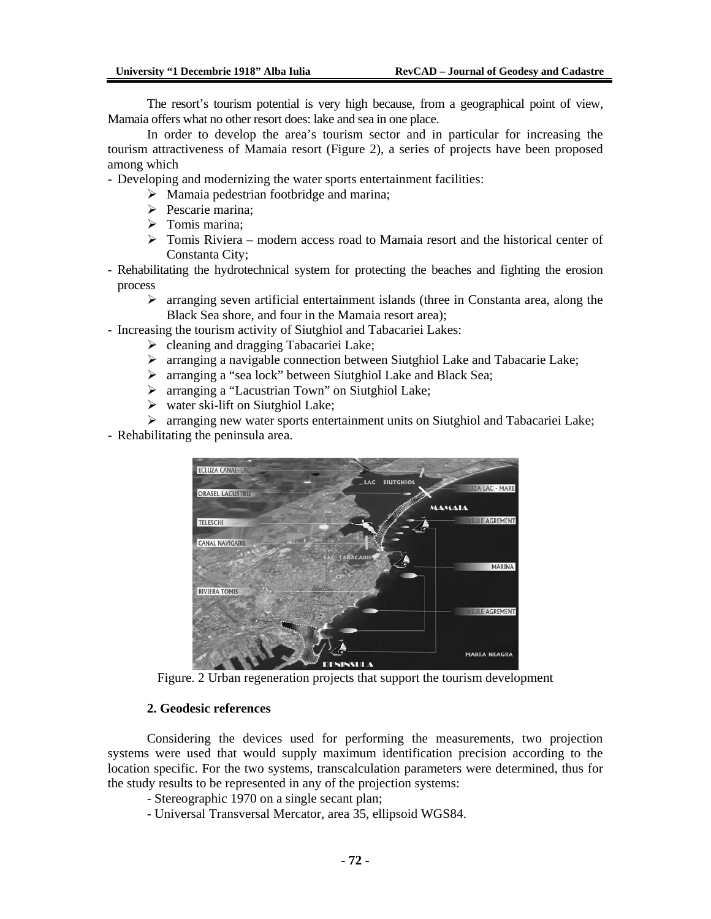The resort's tourism potential is very high because, from a geographical point of view, Mamaia offers what no other resort does: lake and sea in one place.

In order to develop the area's tourism sector and in particular for increasing the tourism attractiveness of Mamaia resort (Figure 2), a series of projects have been proposed among which

- Developing and modernizing the water sports entertainment facilities:
  - Mamaia pedestrian footbridge and marina;
  - Pescarie marina;
  - Tomis marina;
  - Tomis Riviera – modern access road to Mamaia resort and the historical center of Constanta City;
- Rehabilitating the hydrotechnical system for protecting the beaches and fighting the erosion process
  - arranging seven artificial entertainment islands (three in Constanta area, along the Black Sea shore, and four in the Mamaia resort area);
- Increasing the tourism activity of Siutghiol and Tabacariei Lakes:
  - cleaning and dragging Tabacariei Lake;
  - arranging a navigable connection between Siutghiol Lake and Tabacarie Lake;
  - arranging a "sea lock" between Siutghiol Lake and Black Sea;
  - arranging a "Lacustrian Town" on Siutghiol Lake;
  - water ski-lift on Siutghiol Lake;
  - arranging new water sports entertainment units on Siutghiol and Tabacariei Lake;
- Rehabilitating the peninsula area.

Figure. 2 Urban regeneration projects that support the tourism development

### 2. Geodesic references

Considering the devices used for performing the measurements, two projection systems were used that would supply maximum identification precision according to the location specific. For the two systems, transcalculation parameters were determined, thus for the study results to be represented in any of the projection systems:

- Stereographic 1970 on a single secant plan;
- Universal Transversal Mercator, area 35, ellipsoid WGS84.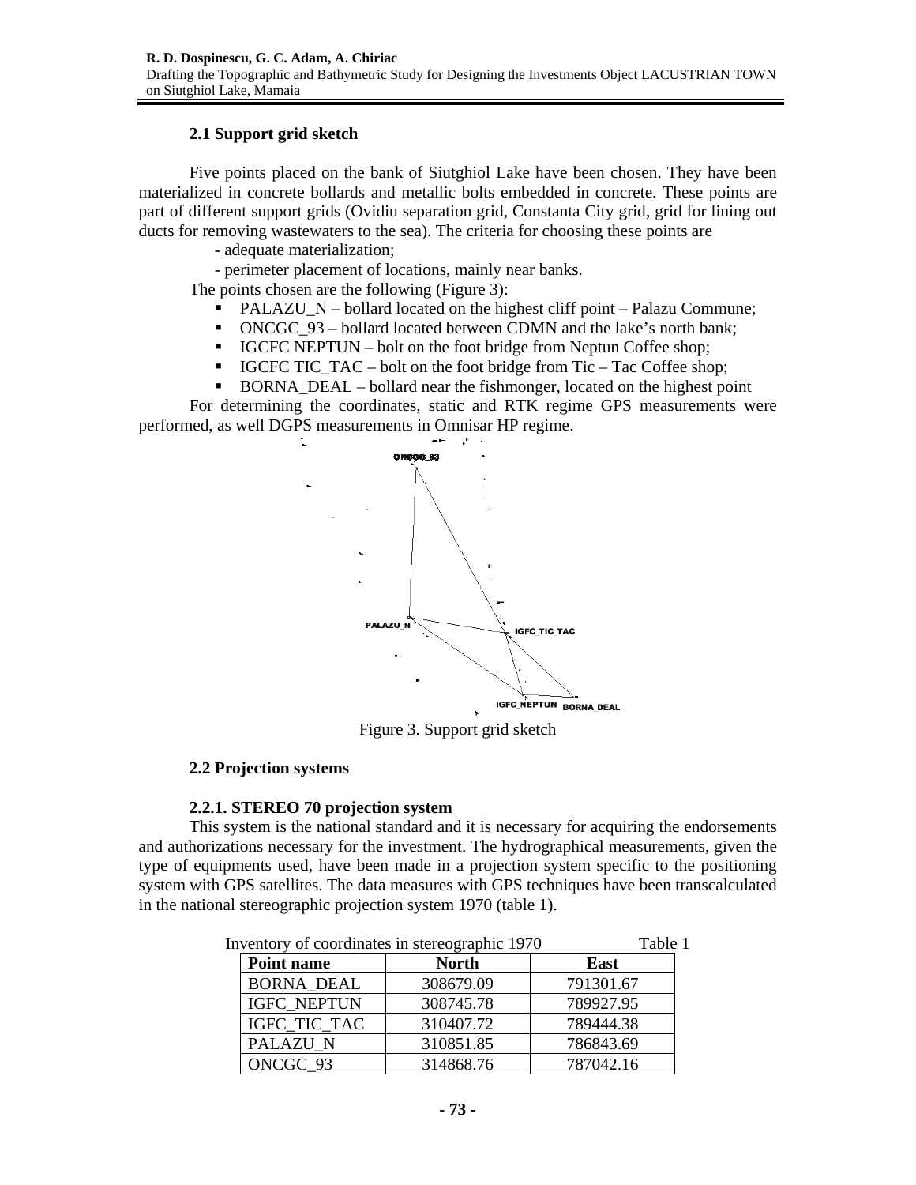### 2.1 Support grid sketch

Five points placed on the bank of Siutghiol Lake have been chosen. They have been materialized in concrete bollards and metallic bolts embedded in concrete. These points are part of different support grids (Ovidiu separation grid, Constanta City grid, grid for lining out ducts for removing wastewaters to the sea). The criteria for choosing these points are

- adequate materialization;
- perimeter placement of locations, mainly near banks.

The points chosen are the following (Figure 3):

- PALAZU_N – bollard located on the highest cliff point – Palazu Commune;
- ONCGC_93 – bollard located between CDMN and the lake's north bank;
- IGCFC NEPTUN – bolt on the foot bridge from Neptun Coffee shop;
- IGCFC TIC_TAC – bolt on the foot bridge from Tic – Tac Coffee shop;
- BORNA_DEAL – bollard near the fishmonger, located on the highest point

For determining the coordinates, static and RTK regime GPS measurements were performed, as well DGPS measurements in Omnisar HP regime.

ONCGC_93

PALAZU_N

IGFC TIC TAC

IGFC_NEPTUN

BORNA DEAL

Figure 3. Support grid sketch

### 2.2 Projection systems

#### 2.2.1. STEREO 70 projection system

This system is the national standard and it is necessary for acquiring the endorsements and authorizations necessary for the investment. The hydrographical measurements, given the type of equipments used, have been made in a projection system specific to the positioning system with GPS satellites. The data measures with GPS techniques have been transcalculated in the national stereographic projection system 1970 (table 1).

Inventory of coordinates in stereographic 1970 Table 1

| Point name | North | East |
|---|---|---|
| BORNA_DEAL | 308679.09 | 791301.67 |
| IGFC_NEPTUN | 308745.78 | 789927.95 |
| IGFC_TIC_TAC | 310407.72 | 789444.38 |
| PALAZU_N | 310851.85 | 786843.69 |
| ONCGC_93 | 314868.76 | 787042.16 |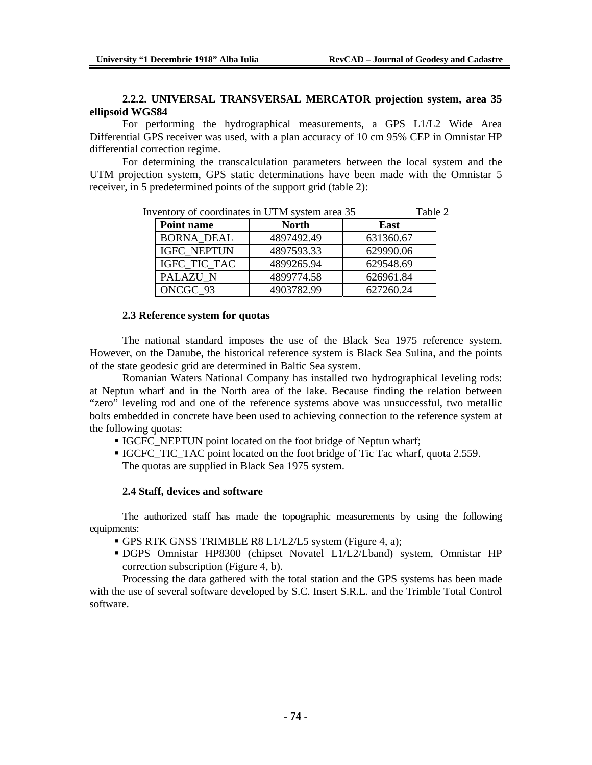### 2.2.2. UNIVERSAL TRANSVERSAL MERCATOR projection system, area 35 ellipsoid WGS84

For performing the hydrographical measurements, a GPS L1/L2 Wide Area Differential GPS receiver was used, with a plan accuracy of 10 cm 95% CEP in Omnistar HP differential correction regime.

For determining the transcalculation parameters between the local system and the UTM projection system, GPS static determinations have been made with the Omnistar 5 receiver, in 5 predetermined points of the support grid (table 2):

Inventory of coordinates in UTM system area 35 — Table 2

| Point name | North | East |
|---|---|---|
| BORNA_DEAL | 4897492.49 | 631360.67 |
| IGFC_NEPTUN | 4897593.33 | 629990.06 |
| IGFC_TIC_TAC | 4899265.94 | 629548.69 |
| PALAZU_N | 4899774.58 | 626961.84 |
| ONCGC_93 | 4903782.99 | 627260.24 |

### 2.3 Reference system for quotas

The national standard imposes the use of the Black Sea 1975 reference system. However, on the Danube, the historical reference system is Black Sea Sulina, and the points of the state geodesic grid are determined in Baltic Sea system.

Romanian Waters National Company has installed two hydrographical leveling rods: at Neptun wharf and in the North area of the lake. Because finding the relation between "zero" leveling rod and one of the reference systems above was unsuccessful, two metallic bolts embedded in concrete have been used to achieving connection to the reference system at the following quotas:

- IGCFC_NEPTUN point located on the foot bridge of Neptun wharf;
- IGCFC_TIC_TAC point located on the foot bridge of Tic Tac wharf, quota 2.559.

The quotas are supplied in Black Sea 1975 system.

### 2.4 Staff, devices and software

The authorized staff has made the topographic measurements by using the following equipments:

- GPS RTK GNSS TRIMBLE R8 L1/L2/L5 system (Figure 4, a);
- DGPS Omnistar HP8300 (chipset Novatel L1/L2/Lband) system, Omnistar HP correction subscription (Figure 4, b).

Processing the data gathered with the total station and the GPS systems has been made with the use of several software developed by S.C. Insert S.R.L. and the Trimble Total Control software.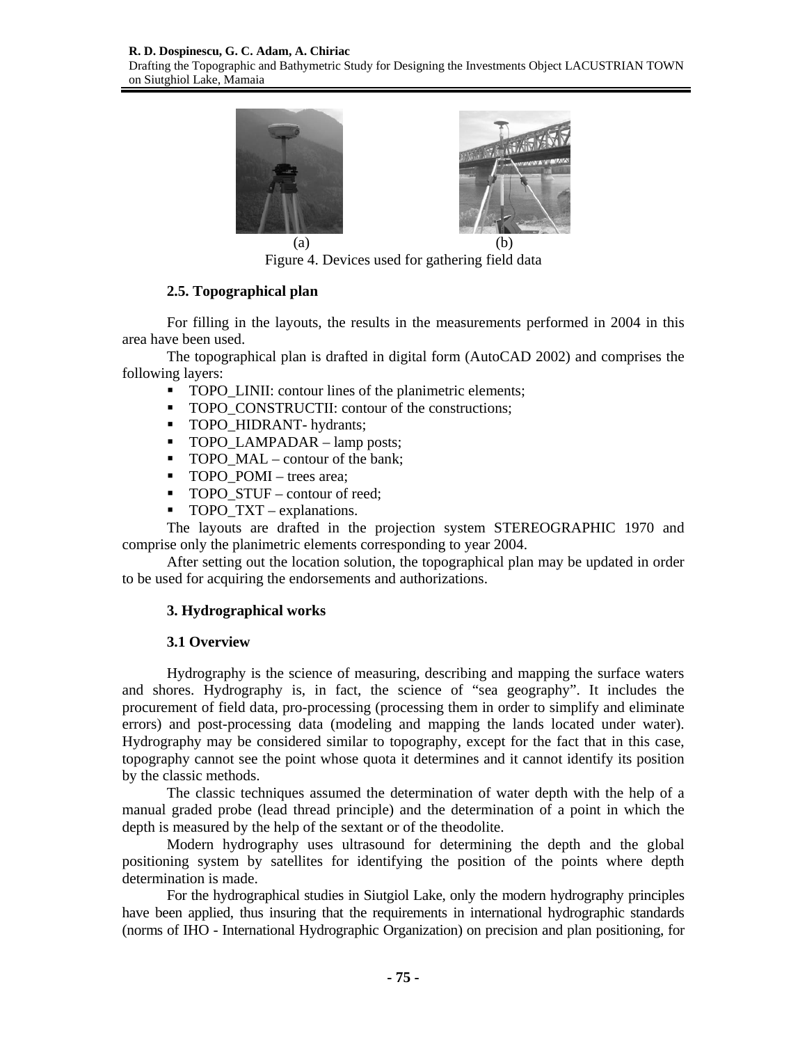(a) (b)

Figure 4. Devices used for gathering field data

### 2.5. Topographical plan

For filling in the layouts, the results in the measurements performed in 2004 in this area have been used.

The topographical plan is drafted in digital form (AutoCAD 2002) and comprises the following layers:

- TOPO_LINII: contour lines of the planimetric elements;
- TOPO_CONSTRUCTII: contour of the constructions;
- TOPO_HIDRANT- hydrants;
- TOPO_LAMPADAR – lamp posts;
- TOPO_MAL – contour of the bank;
- TOPO_POMI – trees area;
- TOPO_STUF – contour of reed;
- TOPO_TXT – explanations.

The layouts are drafted in the projection system STEREOGRAPHIC 1970 and comprise only the planimetric elements corresponding to year 2004.

After setting out the location solution, the topographical plan may be updated in order to be used for acquiring the endorsements and authorizations.

## 3. Hydrographical works

### 3.1 Overview

Hydrography is the science of measuring, describing and mapping the surface waters and shores. Hydrography is, in fact, the science of "sea geography". It includes the procurement of field data, pro-processing (processing them in order to simplify and eliminate errors) and post-processing data (modeling and mapping the lands located under water). Hydrography may be considered similar to topography, except for the fact that in this case, topography cannot see the point whose quota it determines and it cannot identify its position by the classic methods.

The classic techniques assumed the determination of water depth with the help of a manual graded probe (lead thread principle) and the determination of a point in which the depth is measured by the help of the sextant or of the theodolite.

Modern hydrography uses ultrasound for determining the depth and the global positioning system by satellites for identifying the position of the points where depth determination is made.

For the hydrographical studies in Siutgiol Lake, only the modern hydrography principles have been applied, thus insuring that the requirements in international hydrographic standards (norms of IHO - International Hydrographic Organization) on precision and plan positioning, for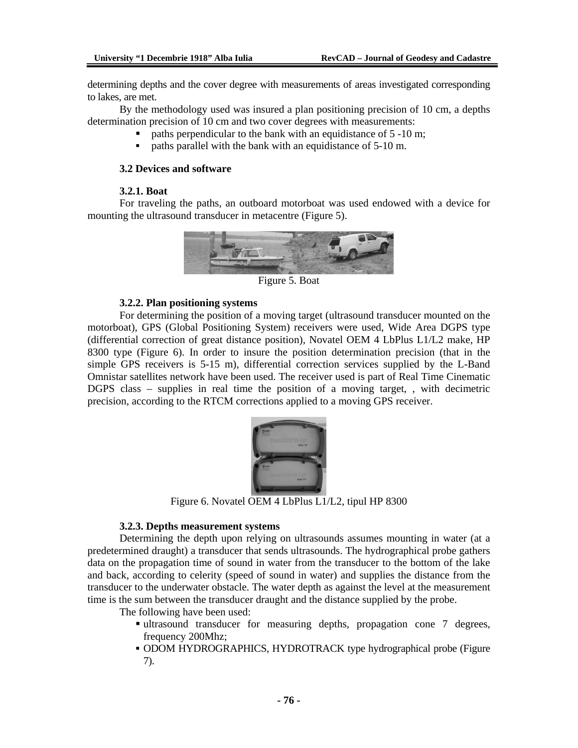determining depths and the cover degree with measurements of areas investigated corresponding to lakes, are met.

By the methodology used was insured a plan positioning precision of 10 cm, a depths determination precision of 10 cm and two cover degrees with measurements:

- paths perpendicular to the bank with an equidistance of 5 -10 m;
- paths parallel with the bank with an equidistance of 5-10 m.

### 3.2 Devices and software

#### 3.2.1. Boat

For traveling the paths, an outboard motorboat was used endowed with a device for mounting the ultrasound transducer in metacentre (Figure 5).

Figure 5. Boat

#### 3.2.2. Plan positioning systems

For determining the position of a moving target (ultrasound transducer mounted on the motorboat), GPS (Global Positioning System) receivers were used, Wide Area DGPS type (differential correction of great distance position), Novatel OEM 4 LbPlus L1/L2 make, HP 8300 type (Figure 6). In order to insure the position determination precision (that in the simple GPS receivers is 5-15 m), differential correction services supplied by the L-Band Omnistar satellites network have been used. The receiver used is part of Real Time Cinematic DGPS class – supplies in real time the position of a moving target, , with decimetric precision, according to the RTCM corrections applied to a moving GPS receiver.

Figure 6. Novatel OEM 4 LbPlus L1/L2, tipul HP 8300

#### 3.2.3. Depths measurement systems

Determining the depth upon relying on ultrasounds assumes mounting in water (at a predetermined draught) a transducer that sends ultrasounds. The hydrographical probe gathers data on the propagation time of sound in water from the transducer to the bottom of the lake and back, according to celerity (speed of sound in water) and supplies the distance from the transducer to the underwater obstacle. The water depth as against the level at the measurement time is the sum between the transducer draught and the distance supplied by the probe.

The following have been used:

- ultrasound transducer for measuring depths, propagation cone 7 degrees, frequency 200Mhz;
- ODOM HYDROGRAPHICS, HYDROTRACK type hydrographical probe (Figure 7).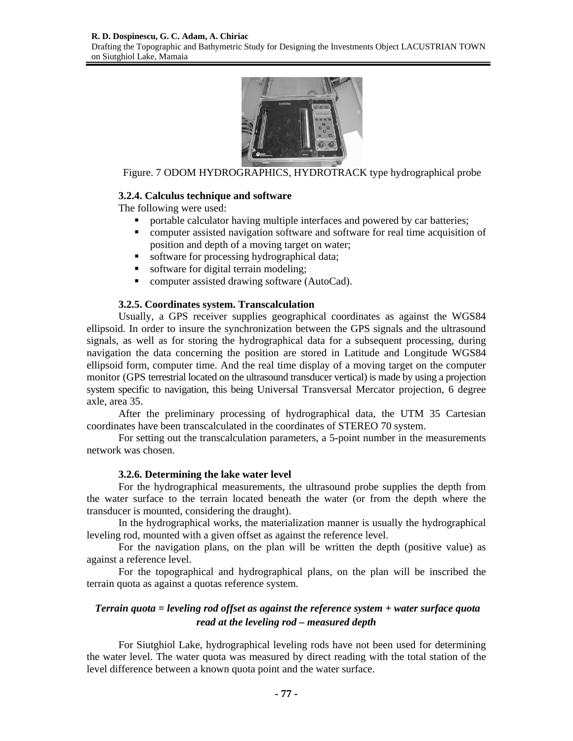Figure. 7 ODOM HYDROGRAPHICS, HYDROTRACK type hydrographical probe

### 3.2.4. Calculus technique and software

The following were used:

- portable calculator having multiple interfaces and powered by car batteries;
- computer assisted navigation software and software for real time acquisition of position and depth of a moving target on water;
- software for processing hydrographical data;
- software for digital terrain modeling;
- computer assisted drawing software (AutoCad).

### 3.2.5. Coordinates system. Transcalculation

Usually, a GPS receiver supplies geographical coordinates as against the WGS84 ellipsoid. In order to insure the synchronization between the GPS signals and the ultrasound signals, as well as for storing the hydrographical data for a subsequent processing, during navigation the data concerning the position are stored in Latitude and Longitude WGS84 ellipsoid form, computer time. And the real time display of a moving target on the computer monitor (GPS terrestrial located on the ultrasound transducer vertical) is made by using a projection system specific to navigation, this being Universal Transversal Mercator projection, 6 degree axle, area 35.

After the preliminary processing of hydrographical data, the UTM 35 Cartesian coordinates have been transcalculated in the coordinates of STEREO 70 system.

For setting out the transcalculation parameters, a 5-point number in the measurements network was chosen.

### 3.2.6. Determining the lake water level

For the hydrographical measurements, the ultrasound probe supplies the depth from the water surface to the terrain located beneath the water (or from the depth where the transducer is mounted, considering the draught).

In the hydrographical works, the materialization manner is usually the hydrographical leveling rod, mounted with a given offset as against the reference level.

For the navigation plans, on the plan will be written the depth (positive value) as against a reference level.

For the topographical and hydrographical plans, on the plan will be inscribed the terrain quota as against a quotas reference system.

***Terrain quota = leveling rod offset as against the reference system + water surface quota read at the leveling rod – measured depth***

For Siutghiol Lake, hydrographical leveling rods have not been used for determining the water level. The water quota was measured by direct reading with the total station of the level difference between a known quota point and the water surface.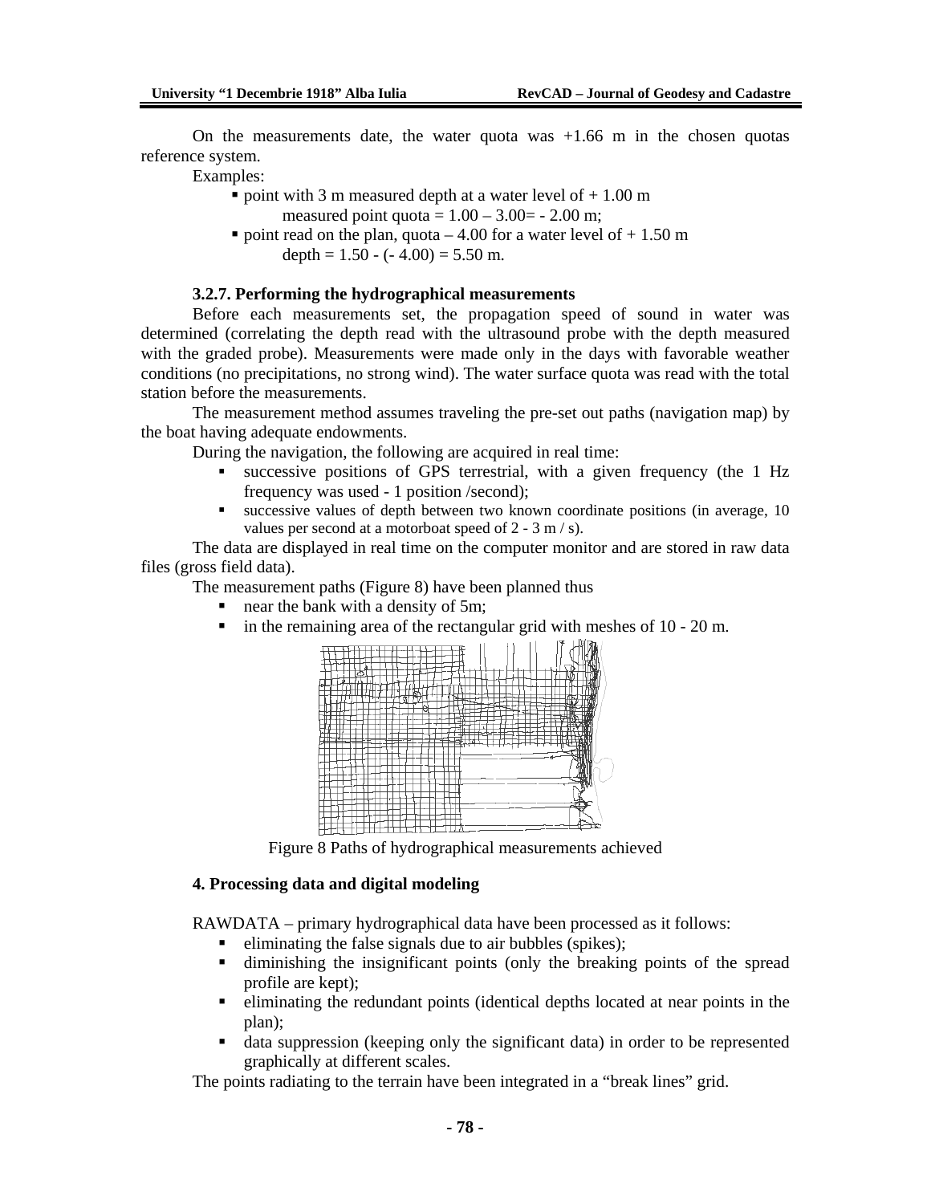On the measurements date, the water quota was +1.66 m in the chosen quotas reference system.

Examples:

- point with 3 m measured depth at a water level of + 1.00 m
  measured point quota = 1.00 – 3.00= - 2.00 m;
- point read on the plan, quota – 4.00 for a water level of + 1.50 m
  depth = 1.50 - (- 4.00) = 5.50 m.

### 3.2.7. Performing the hydrographical measurements

Before each measurements set, the propagation speed of sound in water was determined (correlating the depth read with the ultrasound probe with the depth measured with the graded probe). Measurements were made only in the days with favorable weather conditions (no precipitations, no strong wind). The water surface quota was read with the total station before the measurements.

The measurement method assumes traveling the pre-set out paths (navigation map) by the boat having adequate endowments.

During the navigation, the following are acquired in real time:

- successive positions of GPS terrestrial, with a given frequency (the 1 Hz frequency was used - 1 position /second);
- successive values of depth between two known coordinate positions (in average, 10 values per second at a motorboat speed of 2 - 3 m / s).

The data are displayed in real time on the computer monitor and are stored in raw data files (gross field data).

The measurement paths (Figure 8) have been planned thus

- near the bank with a density of 5m;
- in the remaining area of the rectangular grid with meshes of 10 - 20 m.

Figure 8 Paths of hydrographical measurements achieved

## 4. Processing data and digital modeling

RAWDATA – primary hydrographical data have been processed as it follows:

- eliminating the false signals due to air bubbles (spikes);
- diminishing the insignificant points (only the breaking points of the spread profile are kept);
- eliminating the redundant points (identical depths located at near points in the plan);
- data suppression (keeping only the significant data) in order to be represented graphically at different scales.

The points radiating to the terrain have been integrated in a "break lines" grid.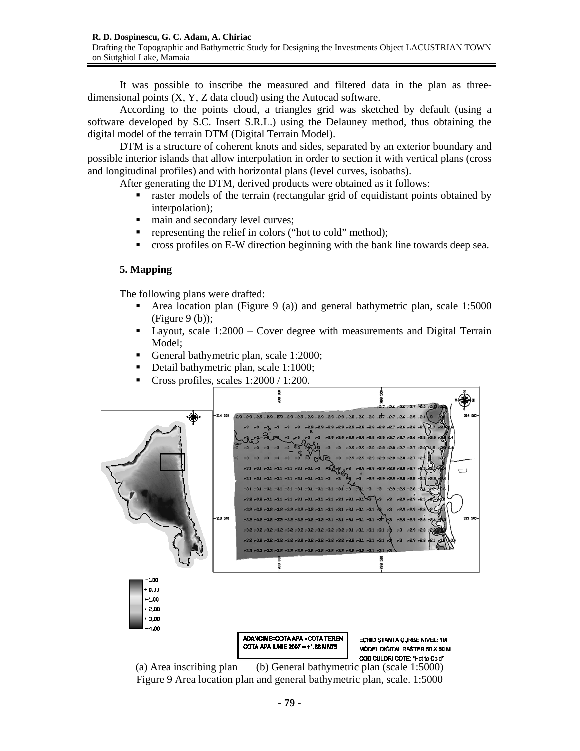It was possible to inscribe the measured and filtered data in the plan as three-dimensional points (X, Y, Z data cloud) using the Autocad software.

According to the points cloud, a triangles grid was sketched by default (using a software developed by S.C. Insert S.R.L.) using the Delauney method, thus obtaining the digital model of the terrain DTM (Digital Terrain Model).

DTM is a structure of coherent knots and sides, separated by an exterior boundary and possible interior islands that allow interpolation in order to section it with vertical plans (cross and longitudinal profiles) and with horizontal plans (level curves, isobaths).

After generating the DTM, derived products were obtained as it follows:

- raster models of the terrain (rectangular grid of equidistant points obtained by interpolation);
- main and secondary level curves;
- representing the relief in colors ("hot to cold" method);
- cross profiles on E-W direction beginning with the bank line towards deep sea.

## 5. Mapping

The following plans were drafted:

- Area location plan (Figure 9 (a)) and general bathymetric plan, scale 1:5000 (Figure 9 (b));
- Layout, scale 1:2000 – Cover degree with measurements and Digital Terrain Model;
- General bathymetric plan, scale 1:2000;
- Detail bathymetric plan, scale 1:1000;
- Cross profiles, scales 1:2000 / 1:200.

(a) Area inscribing plan (b) General bathymetric plan (scale 1:5000)

Figure 9 Area location plan and general bathymetric plan, scale. 1:5000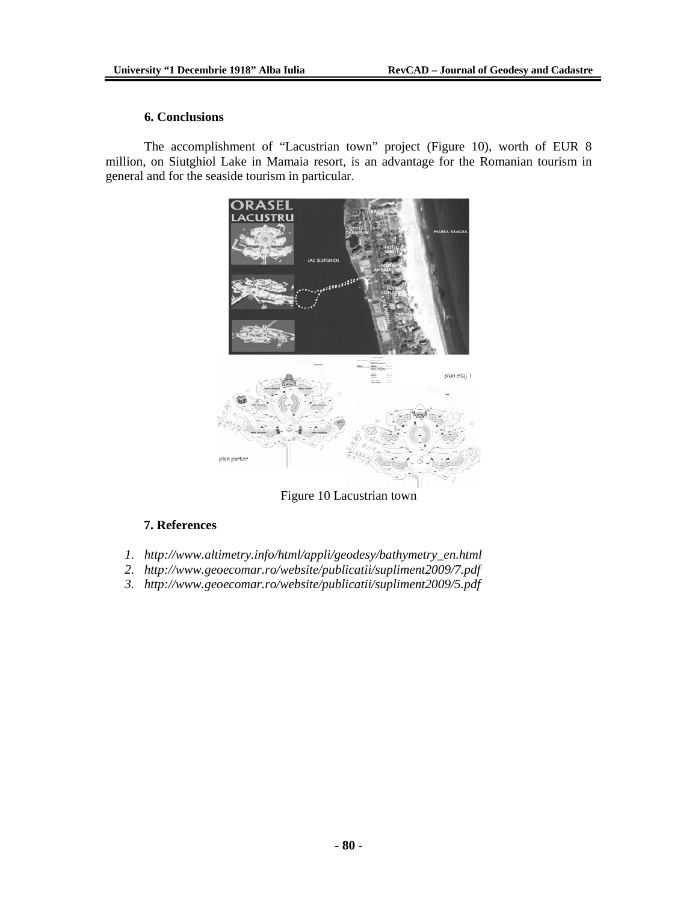### 6. Conclusions

The accomplishment of "Lacustrian town" project (Figure 10), worth of EUR 8 million, on Siutghiol Lake in Mamaia resort, is an advantage for the Romanian tourism in general and for the seaside tourism in particular.

Figure 10 Lacustrian town

### 7. References

1. *http://www.altimetry.info/html/appli/geodesy/bathymetry_en.html*
2. *http://www.geoecomar.ro/website/publicatii/supliment2009/7.pdf*
3. *http://www.geoecomar.ro/website/publicatii/supliment2009/5.pdf*